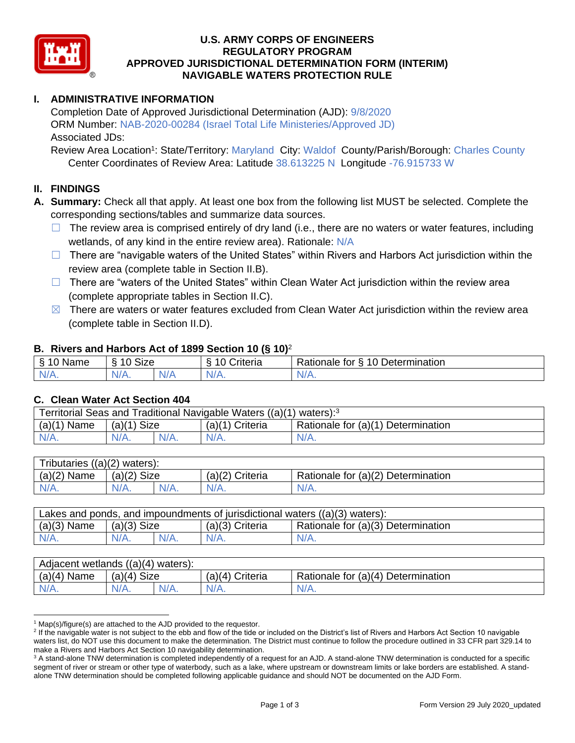# U.S. ARMY CORPS OF ENGINEERS
# REGULATORY PROGRAM
# APPROVED JURISDICTIONAL DETERMINATION FORM (INTERIM)
# NAVIGABLE WATERS PROTECTION RULE

## I. ADMINISTRATIVE INFORMATION

Completion Date of Approved Jurisdictional Determination (AJD): 9/8/2020
ORM Number: NAB-2020-00284 (Israel Total Life Ministeries/Approved JD)
Associated JDs:
Review Area Location[1]: State/Territory: Maryland City: Waldof County/Parish/Borough: Charles County
Center Coordinates of Review Area: Latitude 38.613225 N Longitude -76.915733 W

## II. FINDINGS

**A. Summary:** Check all that apply. At least one box from the following list MUST be selected. Complete the corresponding sections/tables and summarize data sources.

- ☐ The review area is comprised entirely of dry land (i.e., there are no waters or water features, including wetlands, of any kind in the entire review area). Rationale: N/A
- ☐ There are "navigable waters of the United States" within Rivers and Harbors Act jurisdiction within the review area (complete table in Section II.B).
- ☐ There are "waters of the United States" within Clean Water Act jurisdiction within the review area (complete appropriate tables in Section II.C).
- ☒ There are waters or water features excluded from Clean Water Act jurisdiction within the review area (complete table in Section II.D).

### B. Rivers and Harbors Act of 1899 Section 10 (§ 10)[2]

| § 10 Name | § 10 Size | | § 10 Criteria | Rationale for § 10 Determination |
|---|---|---|---|---|
| N/A. | N/A. | N/A | N/A. | N/A. |

### C. Clean Water Act Section 404

| Territorial Seas and Traditional Navigable Waters ((a)(1) waters):[3] | | | | |
|---|---|---|---|---|
| (a)(1) Name | (a)(1) Size | | (a)(1) Criteria | Rationale for (a)(1) Determination |
| N/A. | N/A. | N/A. | N/A. | N/A. |

| Tributaries ((a)(2) waters): | | | | |
|---|---|---|---|---|
| (a)(2) Name | (a)(2) Size | | (a)(2) Criteria | Rationale for (a)(2) Determination |
| N/A. | N/A. | N/A. | N/A. | N/A. |

| Lakes and ponds, and impoundments of jurisdictional waters ((a)(3) waters): | | | | |
|---|---|---|---|---|
| (a)(3) Name | (a)(3) Size | | (a)(3) Criteria | Rationale for (a)(3) Determination |
| N/A. | N/A. | N/A. | N/A. | N/A. |

| Adjacent wetlands ((a)(4) waters): | | | | |
|---|---|---|---|---|
| (a)(4) Name | (a)(4) Size | | (a)(4) Criteria | Rationale for (a)(4) Determination |
| N/A. | N/A. | N/A. | N/A. | N/A. |

[1] Map(s)/figure(s) are attached to the AJD provided to the requestor.
[2] If the navigable water is not subject to the ebb and flow of the tide or included on the District's list of Rivers and Harbors Act Section 10 navigable waters list, do NOT use this document to make the determination. The District must continue to follow the procedure outlined in 33 CFR part 329.14 to make a Rivers and Harbors Act Section 10 navigability determination.
[3] A stand-alone TNW determination is completed independently of a request for an AJD. A stand-alone TNW determination is conducted for a specific segment of river or stream or other type of waterbody, such as a lake, where upstream or downstream limits or lake borders are established. A stand-alone TNW determination should be completed following applicable guidance and should NOT be documented on the AJD Form.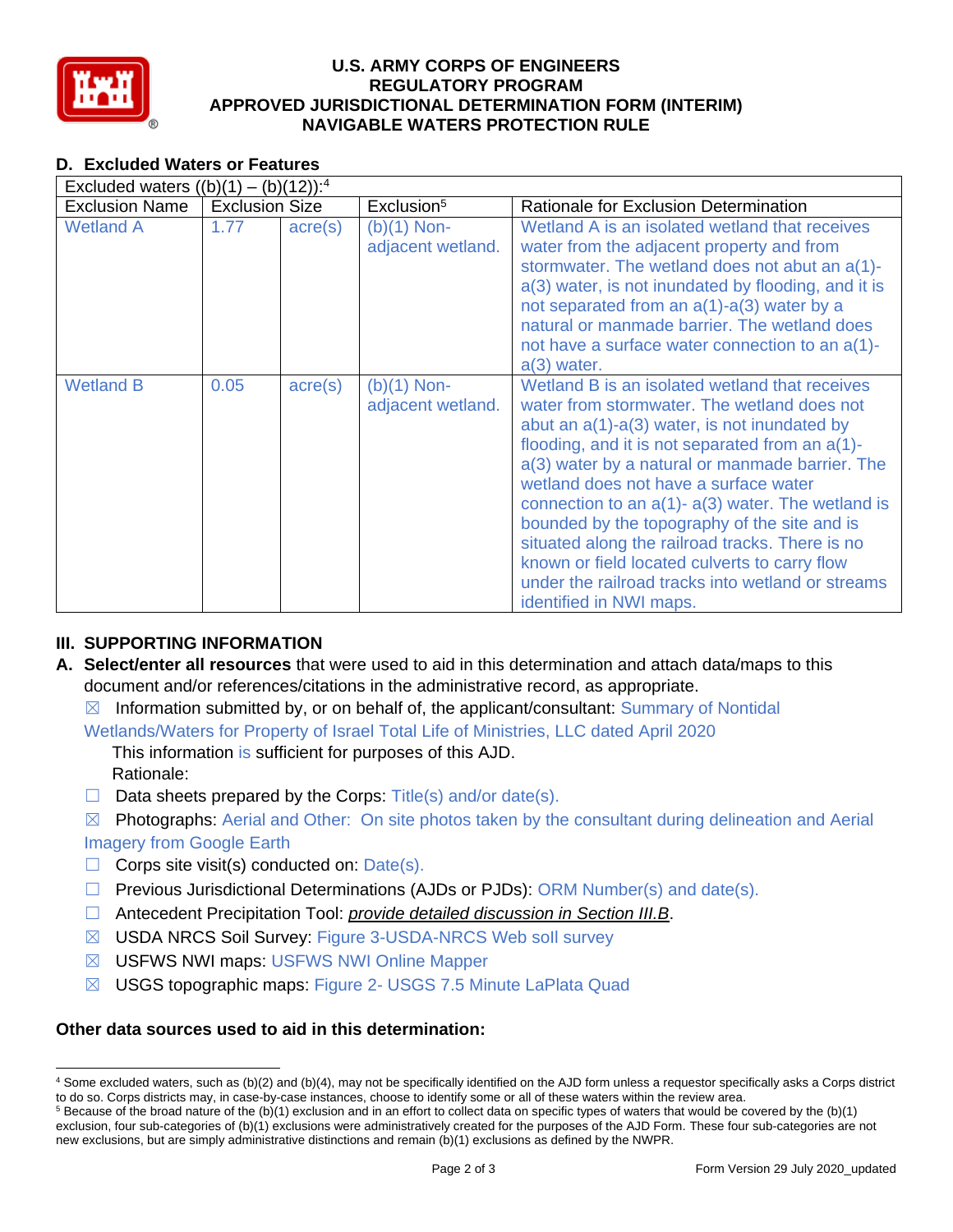# U.S. ARMY CORPS OF ENGINEERS
# REGULATORY PROGRAM
# APPROVED JURISDICTIONAL DETERMINATION FORM (INTERIM)
# NAVIGABLE WATERS PROTECTION RULE

## D. Excluded Waters or Features

| Excluded waters ((b)(1) – (b)(12)):[4] | | | | |
|---|---|---|---|---|
| Exclusion Name | Exclusion Size | | Exclusion[5] | Rationale for Exclusion Determination |
| Wetland A | 1.77 | acre(s) | (b)(1) Non-adjacent wetland. | Wetland A is an isolated wetland that receives water from the adjacent property and from stormwater. The wetland does not abut an a(1)-a(3) water, is not inundated by flooding, and it is not separated from an a(1)-a(3) water by a natural or manmade barrier. The wetland does not have a surface water connection to an a(1)-a(3) water. |
| Wetland B | 0.05 | acre(s) | (b)(1) Non-adjacent wetland. | Wetland B is an isolated wetland that receives water from stormwater. The wetland does not abut an a(1)-a(3) water, is not inundated by flooding, and it is not separated from an a(1)-a(3) water by a natural or manmade barrier. The wetland does not have a surface water connection to an a(1)- a(3) water. The wetland is bounded by the topography of the site and is situated along the railroad tracks. There is no known or field located culverts to carry flow under the railroad tracks into wetland or streams identified in NWI maps. |

## III. SUPPORTING INFORMATION

**A. Select/enter all resources** that were used to aid in this determination and attach data/maps to this document and/or references/citations in the administrative record, as appropriate.

☒ Information submitted by, or on behalf of, the applicant/consultant: Summary of Nontidal Wetlands/Waters for Property of Israel Total Life of Ministries, LLC dated April 2020

This information is sufficient for purposes of this AJD.

Rationale:

☐ Data sheets prepared by the Corps: Title(s) and/or date(s).

☒ Photographs: Aerial and Other: On site photos taken by the consultant during delineation and Aerial Imagery from Google Earth

☐ Corps site visit(s) conducted on: Date(s).

☐ Previous Jurisdictional Determinations (AJDs or PJDs): ORM Number(s) and date(s).

☐ Antecedent Precipitation Tool: *provide detailed discussion in Section III.B*.

☒ USDA NRCS Soil Survey: Figure 3-USDA-NRCS Web soll survey

☒ USFWS NWI maps: USFWS NWI Online Mapper

☒ USGS topographic maps: Figure 2- USGS 7.5 Minute LaPlata Quad

### Other data sources used to aid in this determination:

---

[4] Some excluded waters, such as (b)(2) and (b)(4), may not be specifically identified on the AJD form unless a requestor specifically asks a Corps district to do so. Corps districts may, in case-by-case instances, choose to identify some or all of these waters within the review area.

[5] Because of the broad nature of the (b)(1) exclusion and in an effort to collect data on specific types of waters that would be covered by the (b)(1) exclusion, four sub-categories of (b)(1) exclusions were administratively created for the purposes of the AJD Form. These four sub-categories are not new exclusions, but are simply administrative distinctions and remain (b)(1) exclusions as defined by the NWPR.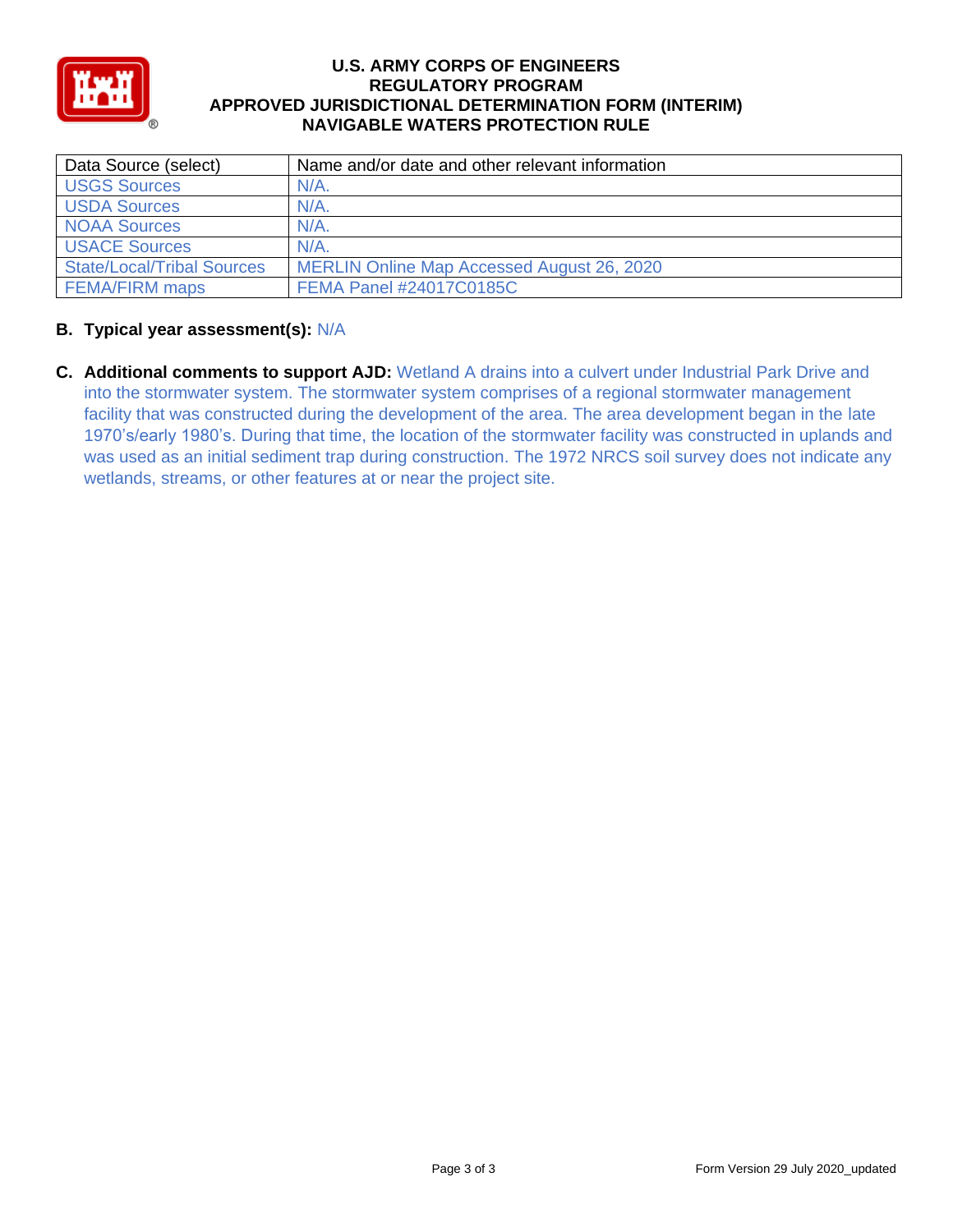| Data Source (select) | Name and/or date and other relevant information |
|---|---|
| USGS Sources | N/A. |
| USDA Sources | N/A. |
| NOAA Sources | N/A. |
| USACE Sources | N/A. |
| State/Local/Tribal Sources | MERLIN Online Map Accessed August 26, 2020 |
| FEMA/FIRM maps | FEMA Panel #24017C0185C |

**B. Typical year assessment(s):** N/A

**C. Additional comments to support AJD:** Wetland A drains into a culvert under Industrial Park Drive and into the stormwater system. The stormwater system comprises of a regional stormwater management facility that was constructed during the development of the area. The area development began in the late 1970's/early 1980's. During that time, the location of the stormwater facility was constructed in uplands and was used as an initial sediment trap during construction. The 1972 NRCS soil survey does not indicate any wetlands, streams, or other features at or near the project site.